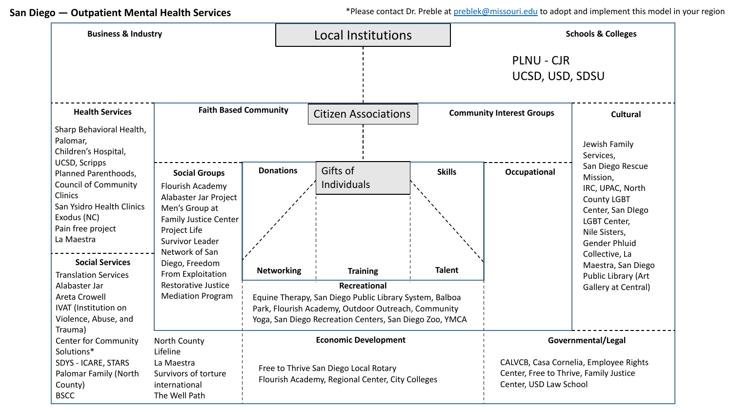# San Diego — Outpatient Mental Health Services

*Please contact Dr. Preble at preblek@missouri.edu to adopt and implement this model in your region

## Local Institutions

### Business & Industry

### Schools & Colleges

PLNU - CJR
UCSD, USD, SDSU

### Health Services

Sharp Behavioral Health,
Palomar,
Children's Hospital,
UCSD, Scripps
Planned Parenthoods,
Council of Community Clinics
San Ysidro Health Clinics
Exodus (NC)
Pain free project
La Maestra

### Social Services

Translation Services
Alabaster Jar
Areta Crowell
IVAT (Institution on Violence, Abuse, and Trauma)
Center for Community Solutions*
SDYS - ICARE, STARS
Palomar Family (North County)
BSCC
North County Lifeline
La Maestra
Survivors of torture international
The Well Path

## Citizen Associations

### Faith Based Community

### Community Interest Groups

### Social Groups

Flourish Academy
Alabaster Jar Project
Men's Group at Family Justice Center
Project Life
Survivor Leader Network of San Diego, Freedom From Exploitation
Restorative Justice Mediation Program

## Gifts of Individuals

- Donations
- Skills
- Networking
- Training
- Talent

### Occupational

### Recreational

Equine Therapy, San Diego Public Library System, Balboa Park, Flourish Academy, Outdoor Outreach, Community Yoga, San Diego Recreation Centers, San Diego Zoo, YMCA

### Cultural

Jewish Family Services,
San Diego Rescue Mission,
IRC, UPAC, North County LGBT Center, San DIego LGBT Center,
Nile Sisters,
Gender Phluid Collective, La Maestra, San Diego Public Library (Art Gallery at Central)

### Economic Development

Free to Thrive San Diego Local Rotary
Flourish Academy, Regional Center, City Colleges

### Governmental/Legal

CALVCB, Casa Cornelia, Employee Rights Center, Free to Thrive, Family Justice Center, USD Law School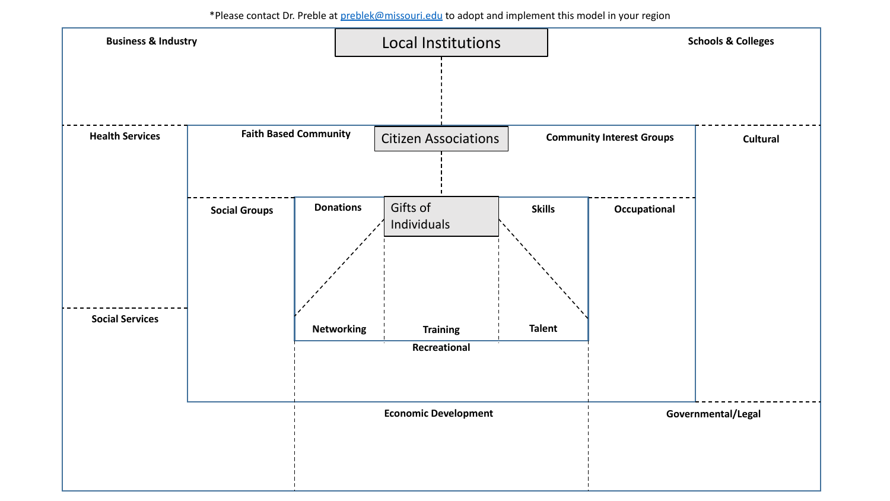*Please contact Dr. Preble at preblek@missouri.edu to adopt and implement this model in your region

Business & Industry

Local Institutions

Schools & Colleges

Health Services

Faith Based Community

Citizen Associations

Community Interest Groups

Cultural

Social Groups

Donations

Gifts of Individuals

Skills

Occupational

Social Services

Networking

Training

Talent

Recreational

Economic Development

Governmental/Legal